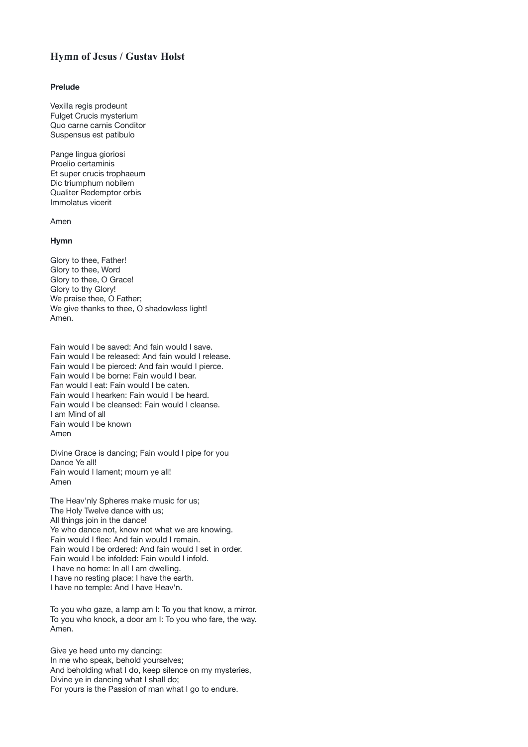## Hymn of Jesus / Gustav Holst

**Prelude**

Vexilla regis prodeunt  
Fulget Crucis mysterium  
Quo carne carnis Conditor  
Suspensus est patibulo

Pange lingua gioriosi  
Proelio certaminis  
Et super crucis trophaeum  
Dic triumphum nobilem  
Qualiter Redemptor orbis  
Immolatus vicerit

Amen

**Hymn**

Glory to thee, Father!  
Glory to thee, Word  
Glory to thee, O Grace!  
Glory to thy Glory!  
We praise thee, O Father;  
We give thanks to thee, O shadowless light!  
Amen.

Fain would I be saved: And fain would I save.  
Fain would I be released: And fain would I release.  
Fain would I be pierced: And fain would I pierce.  
Fain would I be borne: Fain would I bear.  
Fan would I eat: Fain would I be caten.  
Fain would I hearken: Fain would I be heard.  
Fain would I be cleansed: Fain would I cleanse.  
I am Mind of all  
Fain would I be known  
Amen

Divine Grace is dancing; Fain would I pipe for you  
Dance Ye all!  
Fain would I lament; mourn ye all!  
Amen

The Heav'nly Spheres make music for us;  
The Holy Twelve dance with us;  
All things join in the dance!  
Ye who dance not, know not what we are knowing.  
Fain would I flee: And fain would I remain.  
Fain would I be ordered: And fain would I set in order.  
Fain would I be infolded: Fain would I infold.  
I have no home: In all I am dwelling.  
I have no resting place: I have the earth.  
I have no temple: And I have Heav'n.

To you who gaze, a lamp am I: To you that know, a mirror.  
To you who knock, a door am I: To you who fare, the way.  
Amen.

Give ye heed unto my dancing:  
In me who speak, behold yourselves;  
And beholding what I do, keep silence on my mysteries,  
Divine ye in dancing what I shall do;  
For yours is the Passion of man what I go to endure.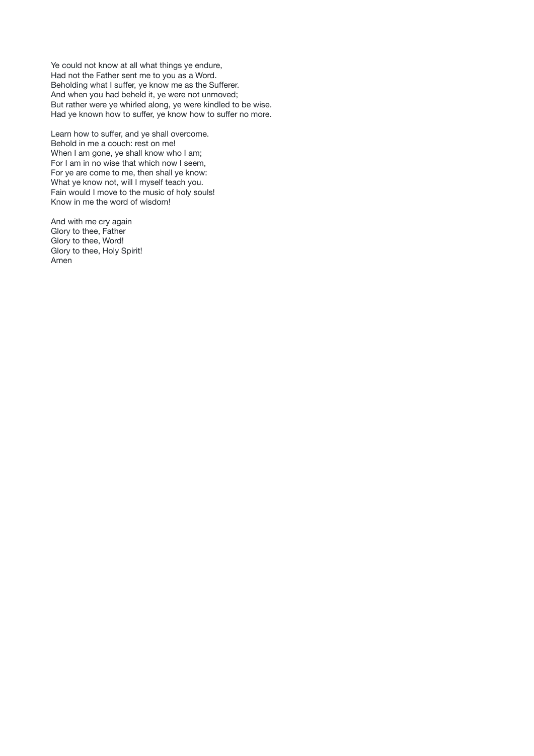Ye could not know at all what things ye endure,
Had not the Father sent me to you as a Word.
Beholding what I suffer, ye know me as the Sufferer.
And when you had beheld it, ye were not unmoved;
But rather were ye whirled along, ye were kindled to be wise.
Had ye known how to suffer, ye know how to suffer no more.

Learn how to suffer, and ye shall overcome.
Behold in me a couch: rest on me!
When I am gone, ye shall know who I am;
For I am in no wise that which now I seem,
For ye are come to me, then shall ye know:
What ye know not, will I myself teach you.
Fain would I move to the music of holy souls!
Know in me the word of wisdom!

And with me cry again
Glory to thee, Father
Glory to thee, Word!
Glory to thee, Holy Spirit!
Amen